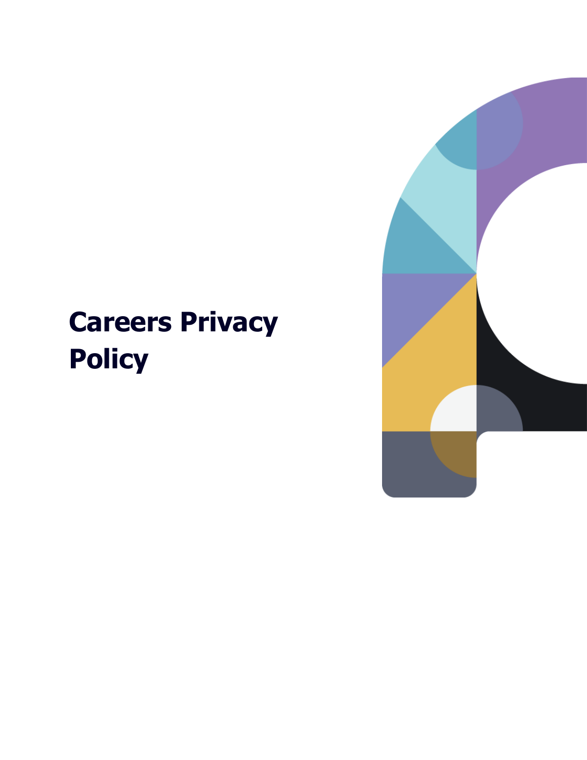# Careers Privacy Policy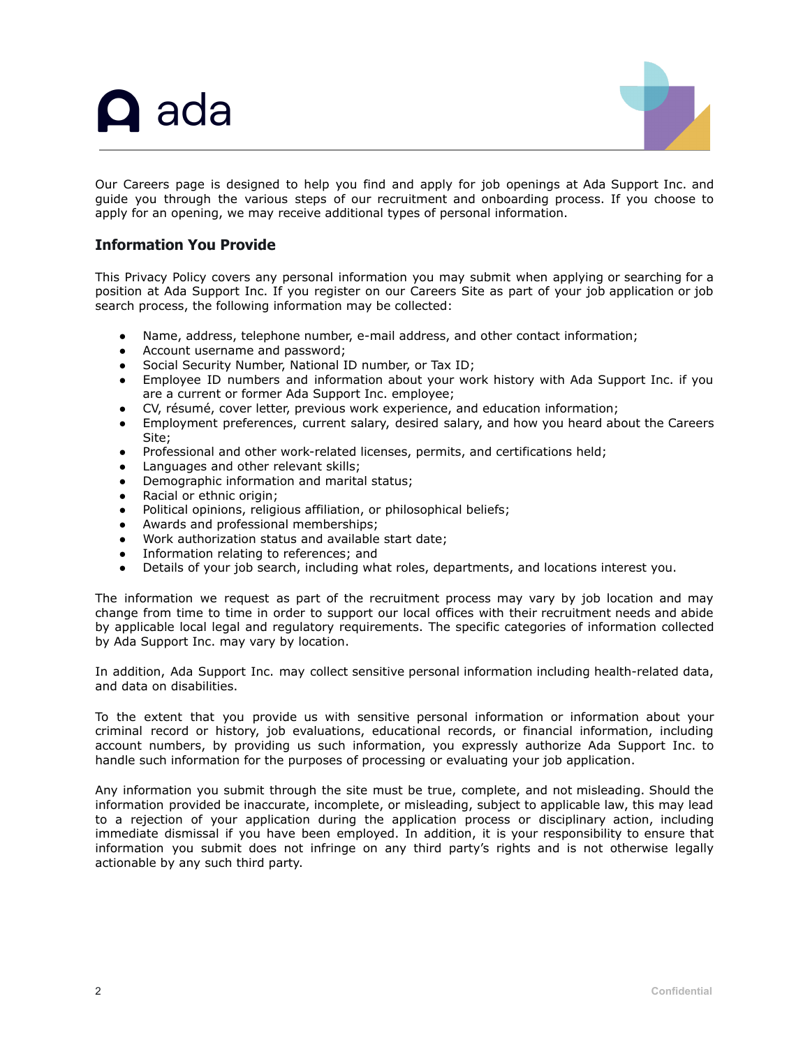Our Careers page is designed to help you find and apply for job openings at Ada Support Inc. and guide you through the various steps of our recruitment and onboarding process. If you choose to apply for an opening, we may receive additional types of personal information.

## Information You Provide

This Privacy Policy covers any personal information you may submit when applying or searching for a position at Ada Support Inc. If you register on our Careers Site as part of your job application or job search process, the following information may be collected:

- Name, address, telephone number, e-mail address, and other contact information;
- Account username and password;
- Social Security Number, National ID number, or Tax ID;
- Employee ID numbers and information about your work history with Ada Support Inc. if you are a current or former Ada Support Inc. employee;
- CV, résumé, cover letter, previous work experience, and education information;
- Employment preferences, current salary, desired salary, and how you heard about the Careers Site;
- Professional and other work-related licenses, permits, and certifications held;
- Languages and other relevant skills;
- Demographic information and marital status;
- Racial or ethnic origin;
- Political opinions, religious affiliation, or philosophical beliefs;
- Awards and professional memberships;
- Work authorization status and available start date;
- Information relating to references; and
- Details of your job search, including what roles, departments, and locations interest you.

The information we request as part of the recruitment process may vary by job location and may change from time to time in order to support our local offices with their recruitment needs and abide by applicable local legal and regulatory requirements. The specific categories of information collected by Ada Support Inc. may vary by location.

In addition, Ada Support Inc. may collect sensitive personal information including health-related data, and data on disabilities.

To the extent that you provide us with sensitive personal information or information about your criminal record or history, job evaluations, educational records, or financial information, including account numbers, by providing us such information, you expressly authorize Ada Support Inc. to handle such information for the purposes of processing or evaluating your job application.

Any information you submit through the site must be true, complete, and not misleading. Should the information provided be inaccurate, incomplete, or misleading, subject to applicable law, this may lead to a rejection of your application during the application process or disciplinary action, including immediate dismissal if you have been employed. In addition, it is your responsibility to ensure that information you submit does not infringe on any third party's rights and is not otherwise legally actionable by any such third party.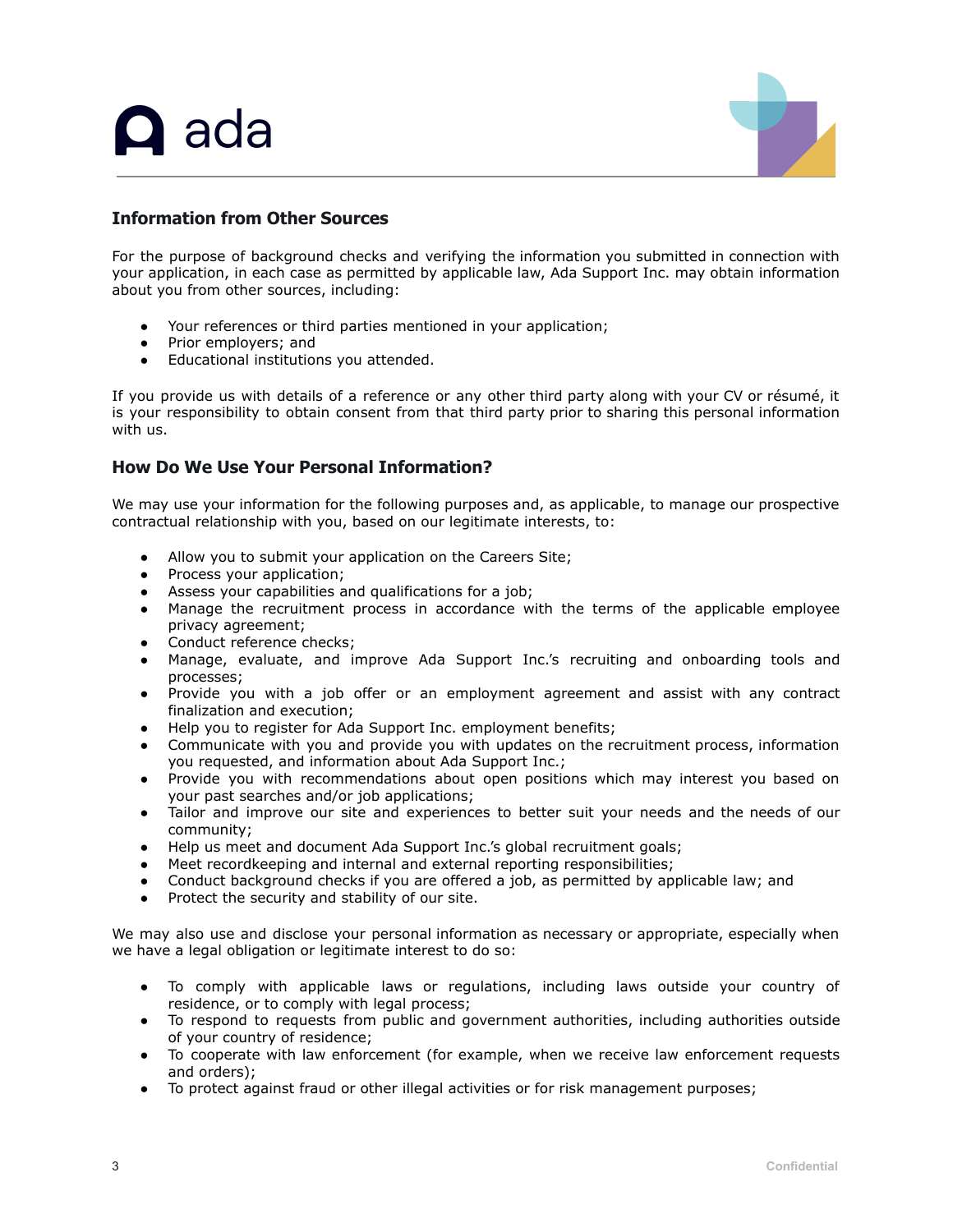## Information from Other Sources

For the purpose of background checks and verifying the information you submitted in connection with your application, in each case as permitted by applicable law, Ada Support Inc. may obtain information about you from other sources, including:

- Your references or third parties mentioned in your application;
- Prior employers; and
- Educational institutions you attended.

If you provide us with details of a reference or any other third party along with your CV or résumé, it is your responsibility to obtain consent from that third party prior to sharing this personal information with us.

## How Do We Use Your Personal Information?

We may use your information for the following purposes and, as applicable, to manage our prospective contractual relationship with you, based on our legitimate interests, to:

- Allow you to submit your application on the Careers Site;
- Process your application;
- Assess your capabilities and qualifications for a job;
- Manage the recruitment process in accordance with the terms of the applicable employee privacy agreement;
- Conduct reference checks;
- Manage, evaluate, and improve Ada Support Inc.'s recruiting and onboarding tools and processes;
- Provide you with a job offer or an employment agreement and assist with any contract finalization and execution;
- Help you to register for Ada Support Inc. employment benefits;
- Communicate with you and provide you with updates on the recruitment process, information you requested, and information about Ada Support Inc.;
- Provide you with recommendations about open positions which may interest you based on your past searches and/or job applications;
- Tailor and improve our site and experiences to better suit your needs and the needs of our community;
- Help us meet and document Ada Support Inc.'s global recruitment goals;
- Meet recordkeeping and internal and external reporting responsibilities;
- Conduct background checks if you are offered a job, as permitted by applicable law; and
- Protect the security and stability of our site.

We may also use and disclose your personal information as necessary or appropriate, especially when we have a legal obligation or legitimate interest to do so:

- To comply with applicable laws or regulations, including laws outside your country of residence, or to comply with legal process;
- To respond to requests from public and government authorities, including authorities outside of your country of residence;
- To cooperate with law enforcement (for example, when we receive law enforcement requests and orders);
- To protect against fraud or other illegal activities or for risk management purposes;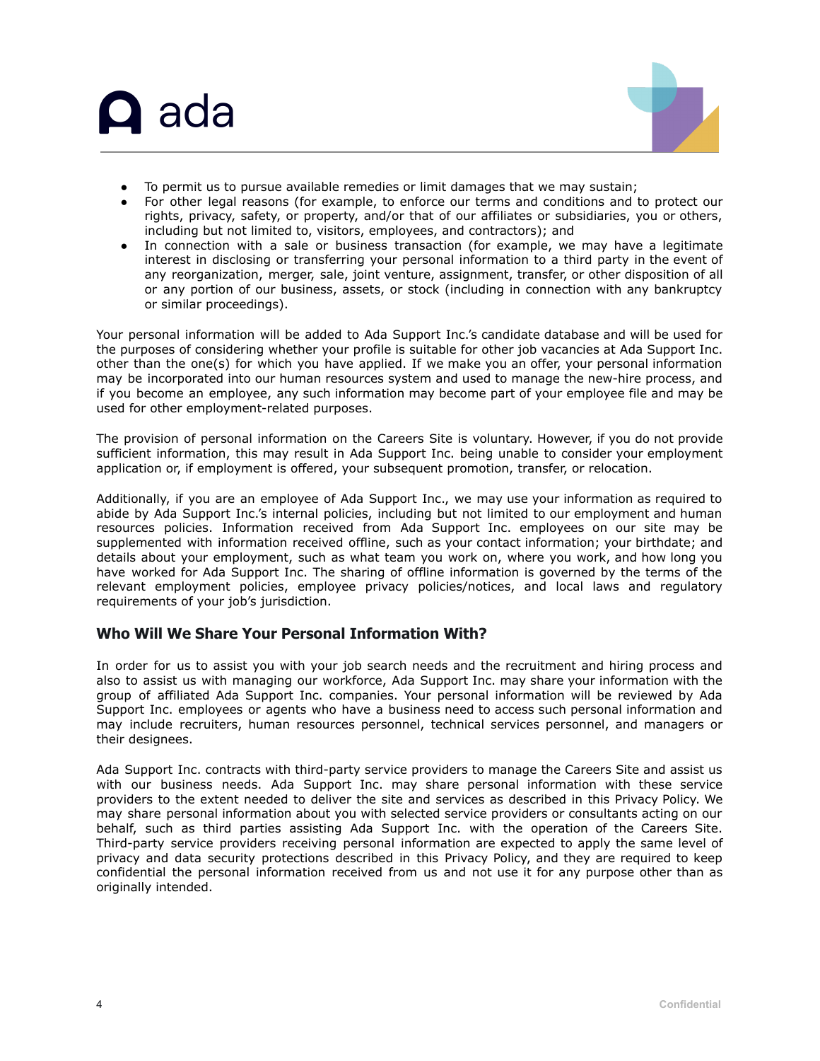- To permit us to pursue available remedies or limit damages that we may sustain;
- For other legal reasons (for example, to enforce our terms and conditions and to protect our rights, privacy, safety, or property, and/or that of our affiliates or subsidiaries, you or others, including but not limited to, visitors, employees, and contractors); and
- In connection with a sale or business transaction (for example, we may have a legitimate interest in disclosing or transferring your personal information to a third party in the event of any reorganization, merger, sale, joint venture, assignment, transfer, or other disposition of all or any portion of our business, assets, or stock (including in connection with any bankruptcy or similar proceedings).

Your personal information will be added to Ada Support Inc.'s candidate database and will be used for the purposes of considering whether your profile is suitable for other job vacancies at Ada Support Inc. other than the one(s) for which you have applied. If we make you an offer, your personal information may be incorporated into our human resources system and used to manage the new-hire process, and if you become an employee, any such information may become part of your employee file and may be used for other employment-related purposes.

The provision of personal information on the Careers Site is voluntary. However, if you do not provide sufficient information, this may result in Ada Support Inc. being unable to consider your employment application or, if employment is offered, your subsequent promotion, transfer, or relocation.

Additionally, if you are an employee of Ada Support Inc., we may use your information as required to abide by Ada Support Inc.'s internal policies, including but not limited to our employment and human resources policies. Information received from Ada Support Inc. employees on our site may be supplemented with information received offline, such as your contact information; your birthdate; and details about your employment, such as what team you work on, where you work, and how long you have worked for Ada Support Inc. The sharing of offline information is governed by the terms of the relevant employment policies, employee privacy policies/notices, and local laws and regulatory requirements of your job's jurisdiction.

### Who Will We Share Your Personal Information With?

In order for us to assist you with your job search needs and the recruitment and hiring process and also to assist us with managing our workforce, Ada Support Inc. may share your information with the group of affiliated Ada Support Inc. companies. Your personal information will be reviewed by Ada Support Inc. employees or agents who have a business need to access such personal information and may include recruiters, human resources personnel, technical services personnel, and managers or their designees.

Ada Support Inc. contracts with third-party service providers to manage the Careers Site and assist us with our business needs. Ada Support Inc. may share personal information with these service providers to the extent needed to deliver the site and services as described in this Privacy Policy. We may share personal information about you with selected service providers or consultants acting on our behalf, such as third parties assisting Ada Support Inc. with the operation of the Careers Site. Third-party service providers receiving personal information are expected to apply the same level of privacy and data security protections described in this Privacy Policy, and they are required to keep confidential the personal information received from us and not use it for any purpose other than as originally intended.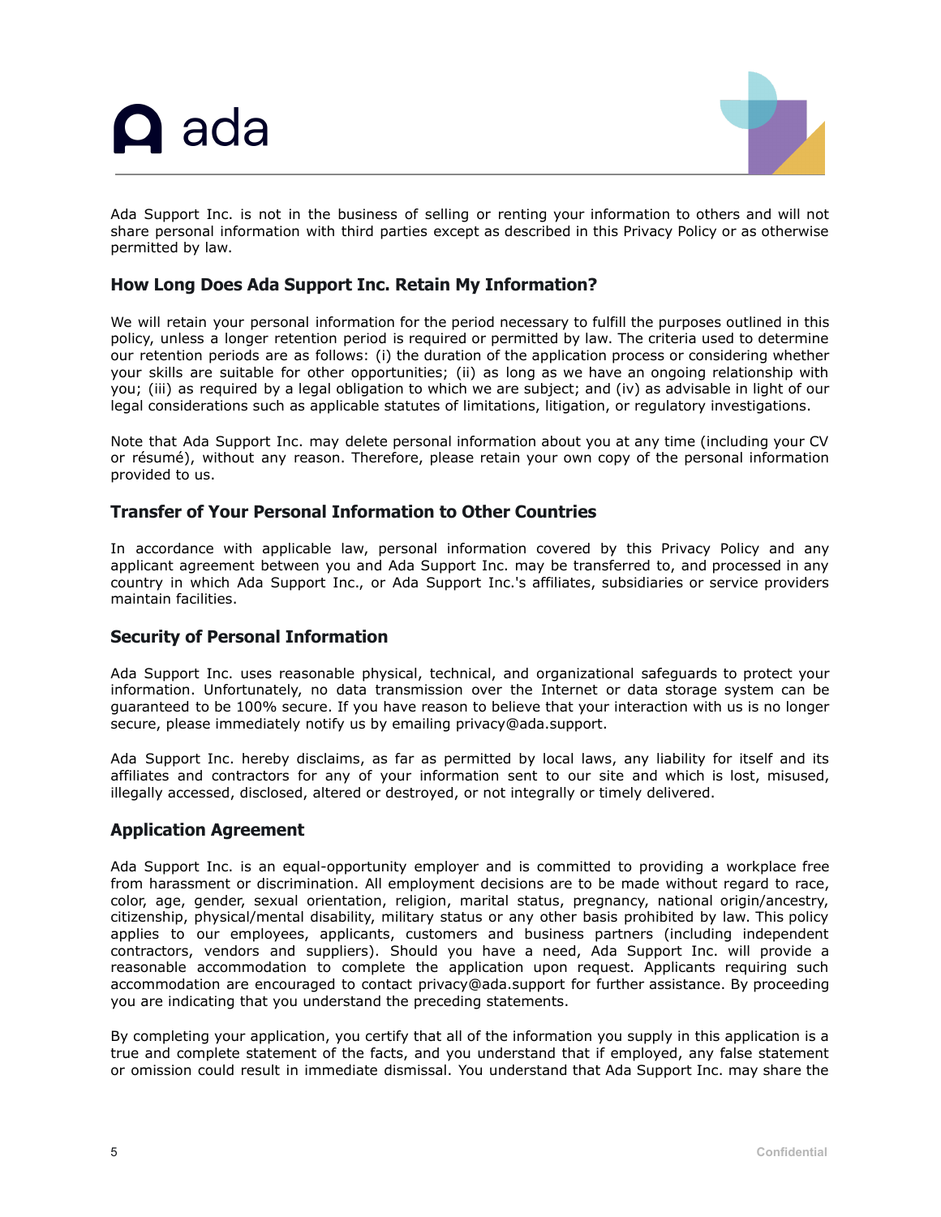Ada Support Inc. is not in the business of selling or renting your information to others and will not share personal information with third parties except as described in this Privacy Policy or as otherwise permitted by law.

### How Long Does Ada Support Inc. Retain My Information?

We will retain your personal information for the period necessary to fulfill the purposes outlined in this policy, unless a longer retention period is required or permitted by law. The criteria used to determine our retention periods are as follows: (i) the duration of the application process or considering whether your skills are suitable for other opportunities; (ii) as long as we have an ongoing relationship with you; (iii) as required by a legal obligation to which we are subject; and (iv) as advisable in light of our legal considerations such as applicable statutes of limitations, litigation, or regulatory investigations.

Note that Ada Support Inc. may delete personal information about you at any time (including your CV or résumé), without any reason. Therefore, please retain your own copy of the personal information provided to us.

### Transfer of Your Personal Information to Other Countries

In accordance with applicable law, personal information covered by this Privacy Policy and any applicant agreement between you and Ada Support Inc. may be transferred to, and processed in any country in which Ada Support Inc., or Ada Support Inc.'s affiliates, subsidiaries or service providers maintain facilities.

### Security of Personal Information

Ada Support Inc. uses reasonable physical, technical, and organizational safeguards to protect your information. Unfortunately, no data transmission over the Internet or data storage system can be guaranteed to be 100% secure. If you have reason to believe that your interaction with us is no longer secure, please immediately notify us by emailing privacy@ada.support.

Ada Support Inc. hereby disclaims, as far as permitted by local laws, any liability for itself and its affiliates and contractors for any of your information sent to our site and which is lost, misused, illegally accessed, disclosed, altered or destroyed, or not integrally or timely delivered.

### Application Agreement

Ada Support Inc. is an equal-opportunity employer and is committed to providing a workplace free from harassment or discrimination. All employment decisions are to be made without regard to race, color, age, gender, sexual orientation, religion, marital status, pregnancy, national origin/ancestry, citizenship, physical/mental disability, military status or any other basis prohibited by law. This policy applies to our employees, applicants, customers and business partners (including independent contractors, vendors and suppliers). Should you have a need, Ada Support Inc. will provide a reasonable accommodation to complete the application upon request. Applicants requiring such accommodation are encouraged to contact privacy@ada.support for further assistance. By proceeding you are indicating that you understand the preceding statements.

By completing your application, you certify that all of the information you supply in this application is a true and complete statement of the facts, and you understand that if employed, any false statement or omission could result in immediate dismissal. You understand that Ada Support Inc. may share the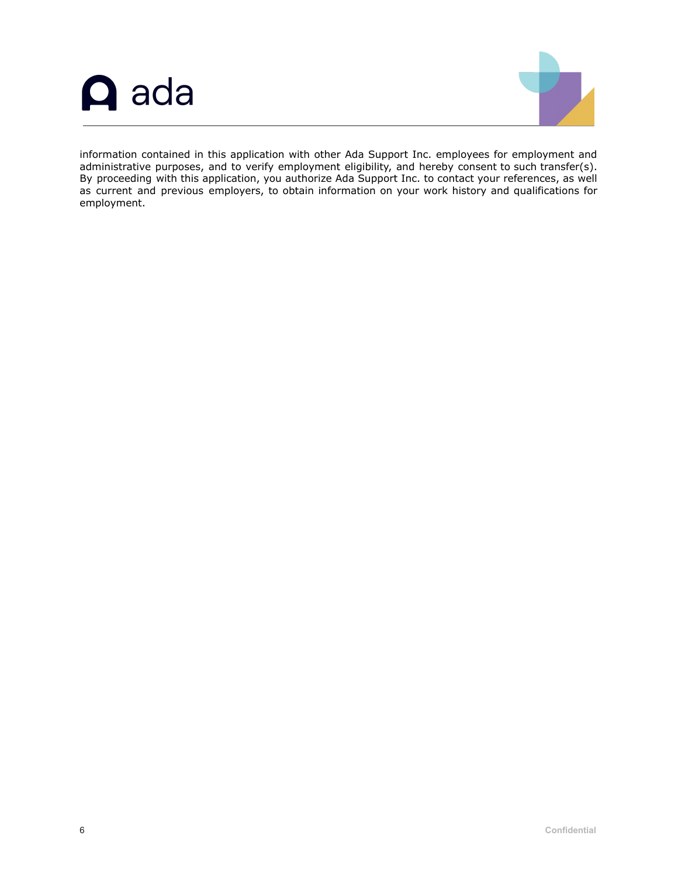information contained in this application with other Ada Support Inc. employees for employment and administrative purposes, and to verify employment eligibility, and hereby consent to such transfer(s). By proceeding with this application, you authorize Ada Support Inc. to contact your references, as well as current and previous employers, to obtain information on your work history and qualifications for employment.